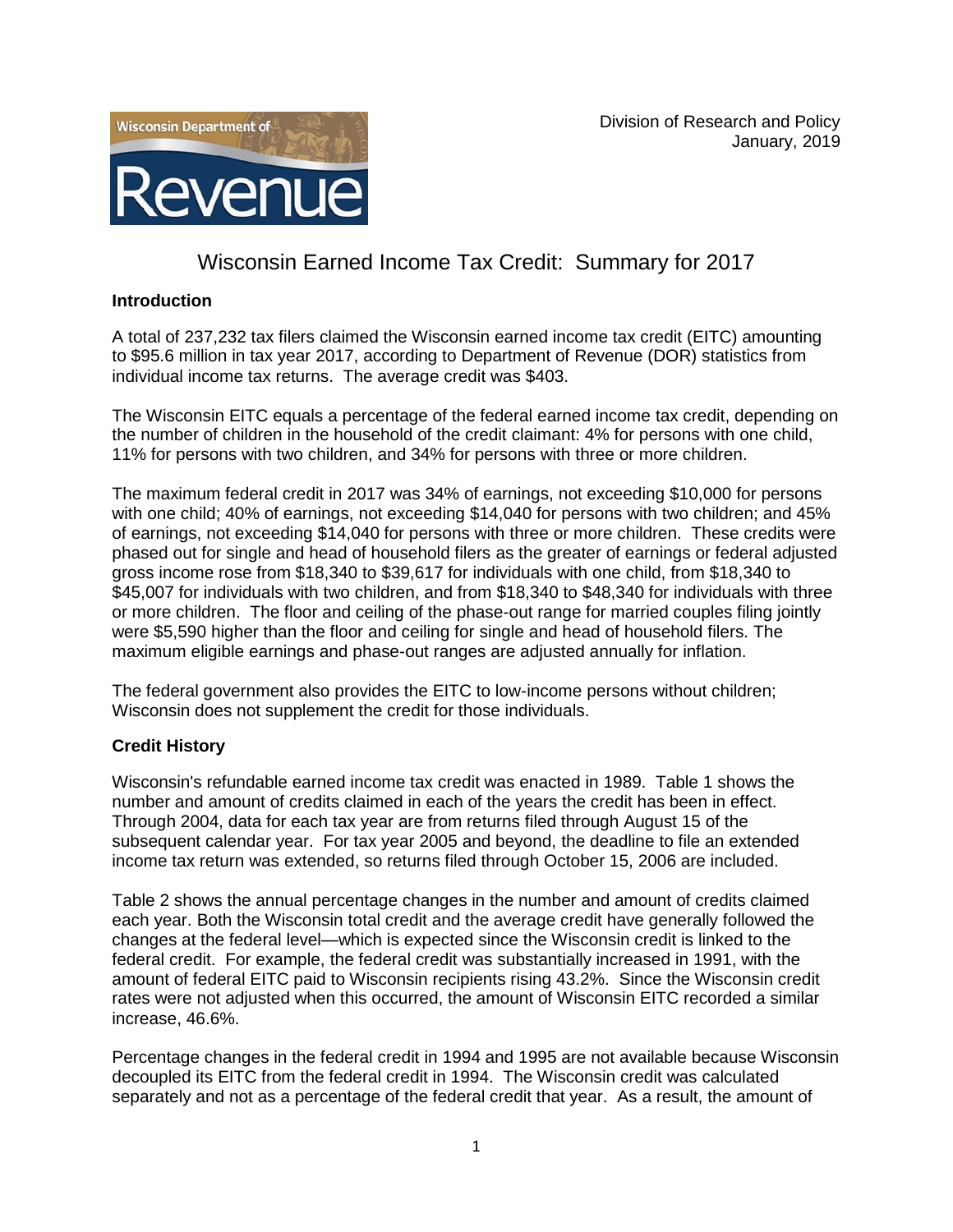Division of Research and Policy
January, 2019

# Wisconsin Earned Income Tax Credit: Summary for 2017

### Introduction

A total of 237,232 tax filers claimed the Wisconsin earned income tax credit (EITC) amounting to $95.6 million in tax year 2017, according to Department of Revenue (DOR) statistics from individual income tax returns. The average credit was $403.

The Wisconsin EITC equals a percentage of the federal earned income tax credit, depending on the number of children in the household of the credit claimant: 4% for persons with one child, 11% for persons with two children, and 34% for persons with three or more children.

The maximum federal credit in 2017 was 34% of earnings, not exceeding $10,000 for persons with one child; 40% of earnings, not exceeding $14,040 for persons with two children; and 45% of earnings, not exceeding $14,040 for persons with three or more children. These credits were phased out for single and head of household filers as the greater of earnings or federal adjusted gross income rose from $18,340 to $39,617 for individuals with one child, from $18,340 to $45,007 for individuals with two children, and from $18,340 to $48,340 for individuals with three or more children. The floor and ceiling of the phase-out range for married couples filing jointly were $5,590 higher than the floor and ceiling for single and head of household filers. The maximum eligible earnings and phase-out ranges are adjusted annually for inflation.

The federal government also provides the EITC to low-income persons without children; Wisconsin does not supplement the credit for those individuals.

### Credit History

Wisconsin's refundable earned income tax credit was enacted in 1989. Table 1 shows the number and amount of credits claimed in each of the years the credit has been in effect. Through 2004, data for each tax year are from returns filed through August 15 of the subsequent calendar year. For tax year 2005 and beyond, the deadline to file an extended income tax return was extended, so returns filed through October 15, 2006 are included.

Table 2 shows the annual percentage changes in the number and amount of credits claimed each year. Both the Wisconsin total credit and the average credit have generally followed the changes at the federal level—which is expected since the Wisconsin credit is linked to the federal credit. For example, the federal credit was substantially increased in 1991, with the amount of federal EITC paid to Wisconsin recipients rising 43.2%. Since the Wisconsin credit rates were not adjusted when this occurred, the amount of Wisconsin EITC recorded a similar increase, 46.6%.

Percentage changes in the federal credit in 1994 and 1995 are not available because Wisconsin decoupled its EITC from the federal credit in 1994. The Wisconsin credit was calculated separately and not as a percentage of the federal credit that year. As a result, the amount of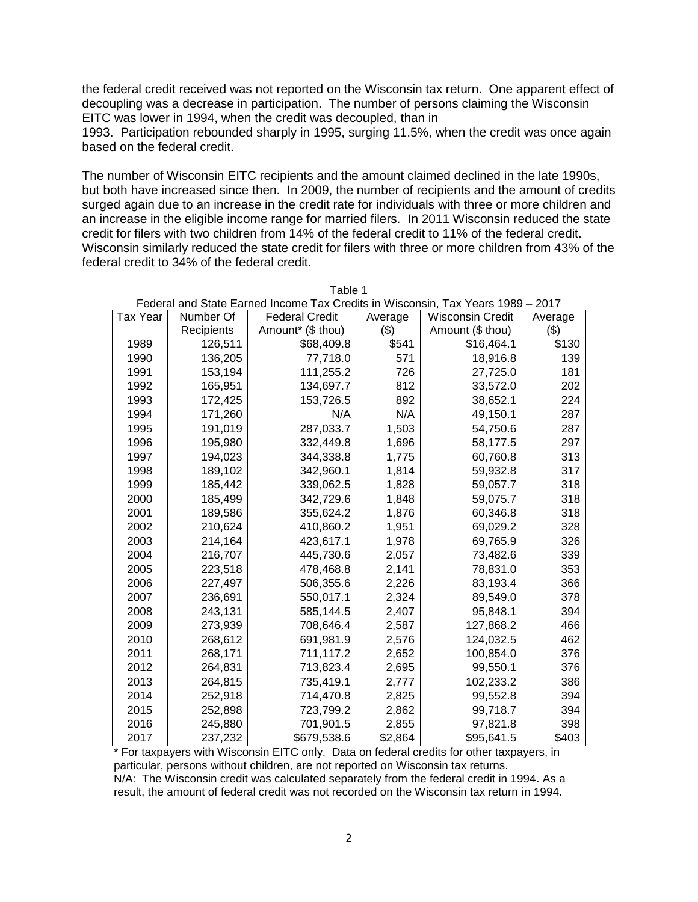the federal credit received was not reported on the Wisconsin tax return. One apparent effect of decoupling was a decrease in participation. The number of persons claiming the Wisconsin EITC was lower in 1994, when the credit was decoupled, than in
1993. Participation rebounded sharply in 1995, surging 11.5%, when the credit was once again based on the federal credit.

The number of Wisconsin EITC recipients and the amount claimed declined in the late 1990s, but both have increased since then. In 2009, the number of recipients and the amount of credits surged again due to an increase in the credit rate for individuals with three or more children and an increase in the eligible income range for married filers. In 2011 Wisconsin reduced the state credit for filers with two children from 14% of the federal credit to 11% of the federal credit. Wisconsin similarly reduced the state credit for filers with three or more children from 43% of the federal credit to 34% of the federal credit.

Table 1
Federal and State Earned Income Tax Credits in Wisconsin, Tax Years 1989 – 2017

| Tax Year | Number Of Recipients | Federal Credit Amount* ($ thou) | Average ($) | Wisconsin Credit Amount ($ thou) | Average ($) |
|---|---|---|---|---|---|
| 1989 | 126,511 | $68,409.8 | $541 | $16,464.1 | $130 |
| 1990 | 136,205 | 77,718.0 | 571 | 18,916.8 | 139 |
| 1991 | 153,194 | 111,255.2 | 726 | 27,725.0 | 181 |
| 1992 | 165,951 | 134,697.7 | 812 | 33,572.0 | 202 |
| 1993 | 172,425 | 153,726.5 | 892 | 38,652.1 | 224 |
| 1994 | 171,260 | N/A | N/A | 49,150.1 | 287 |
| 1995 | 191,019 | 287,033.7 | 1,503 | 54,750.6 | 287 |
| 1996 | 195,980 | 332,449.8 | 1,696 | 58,177.5 | 297 |
| 1997 | 194,023 | 344,338.8 | 1,775 | 60,760.8 | 313 |
| 1998 | 189,102 | 342,960.1 | 1,814 | 59,932.8 | 317 |
| 1999 | 185,442 | 339,062.5 | 1,828 | 59,057.7 | 318 |
| 2000 | 185,499 | 342,729.6 | 1,848 | 59,075.7 | 318 |
| 2001 | 189,586 | 355,624.2 | 1,876 | 60,346.8 | 318 |
| 2002 | 210,624 | 410,860.2 | 1,951 | 69,029.2 | 328 |
| 2003 | 214,164 | 423,617.1 | 1,978 | 69,765.9 | 326 |
| 2004 | 216,707 | 445,730.6 | 2,057 | 73,482.6 | 339 |
| 2005 | 223,518 | 478,468.8 | 2,141 | 78,831.0 | 353 |
| 2006 | 227,497 | 506,355.6 | 2,226 | 83,193.4 | 366 |
| 2007 | 236,691 | 550,017.1 | 2,324 | 89,549.0 | 378 |
| 2008 | 243,131 | 585,144.5 | 2,407 | 95,848.1 | 394 |
| 2009 | 273,939 | 708,646.4 | 2,587 | 127,868.2 | 466 |
| 2010 | 268,612 | 691,981.9 | 2,576 | 124,032.5 | 462 |
| 2011 | 268,171 | 711,117.2 | 2,652 | 100,854.0 | 376 |
| 2012 | 264,831 | 713,823.4 | 2,695 | 99,550.1 | 376 |
| 2013 | 264,815 | 735,419.1 | 2,777 | 102,233.2 | 386 |
| 2014 | 252,918 | 714,470.8 | 2,825 | 99,552.8 | 394 |
| 2015 | 252,898 | 723,799.2 | 2,862 | 99,718.7 | 394 |
| 2016 | 245,880 | 701,901.5 | 2,855 | 97,821.8 | 398 |
| 2017 | 237,232 | $679,538.6 | $2,864 | $95,641.5 | $403 |

* For taxpayers with Wisconsin EITC only. Data on federal credits for other taxpayers, in particular, persons without children, are not reported on Wisconsin tax returns.
N/A: The Wisconsin credit was calculated separately from the federal credit in 1994. As a result, the amount of federal credit was not recorded on the Wisconsin tax return in 1994.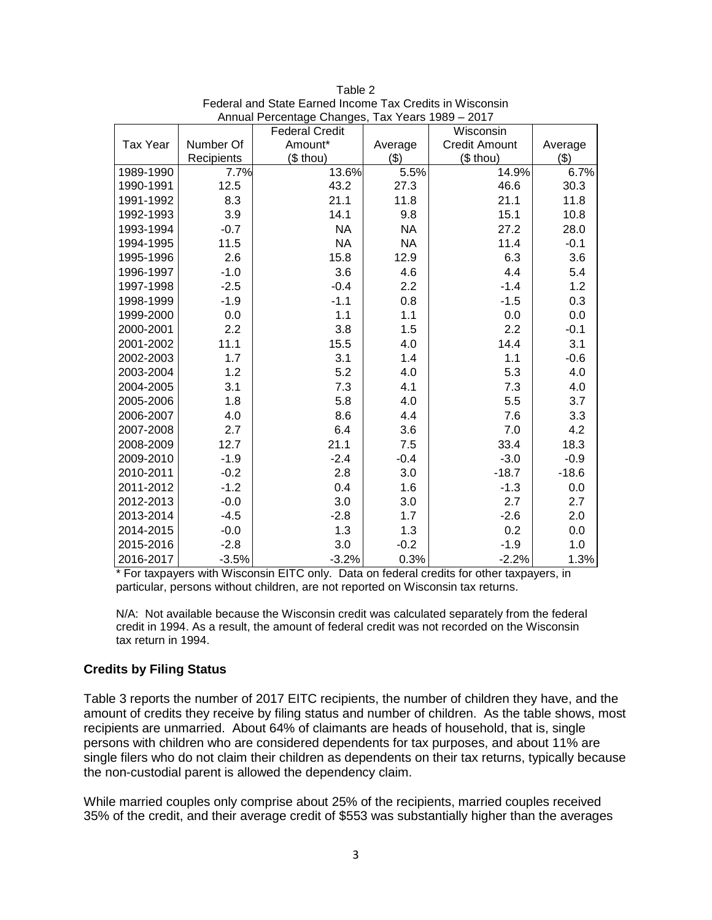Table 2
Federal and State Earned Income Tax Credits in Wisconsin
Annual Percentage Changes, Tax Years 1989 – 2017

| Tax Year | Number Of Recipients | Federal Credit Amount* ($ thou) | Average ($) | Wisconsin Credit Amount ($ thou) | Average ($) |
|---|---|---|---|---|---|
| 1989-1990 | 7.7% | 13.6% | 5.5% | 14.9% | 6.7% |
| 1990-1991 | 12.5 | 43.2 | 27.3 | 46.6 | 30.3 |
| 1991-1992 | 8.3 | 21.1 | 11.8 | 21.1 | 11.8 |
| 1992-1993 | 3.9 | 14.1 | 9.8 | 15.1 | 10.8 |
| 1993-1994 | -0.7 | NA | NA | 27.2 | 28.0 |
| 1994-1995 | 11.5 | NA | NA | 11.4 | -0.1 |
| 1995-1996 | 2.6 | 15.8 | 12.9 | 6.3 | 3.6 |
| 1996-1997 | -1.0 | 3.6 | 4.6 | 4.4 | 5.4 |
| 1997-1998 | -2.5 | -0.4 | 2.2 | -1.4 | 1.2 |
| 1998-1999 | -1.9 | -1.1 | 0.8 | -1.5 | 0.3 |
| 1999-2000 | 0.0 | 1.1 | 1.1 | 0.0 | 0.0 |
| 2000-2001 | 2.2 | 3.8 | 1.5 | 2.2 | -0.1 |
| 2001-2002 | 11.1 | 15.5 | 4.0 | 14.4 | 3.1 |
| 2002-2003 | 1.7 | 3.1 | 1.4 | 1.1 | -0.6 |
| 2003-2004 | 1.2 | 5.2 | 4.0 | 5.3 | 4.0 |
| 2004-2005 | 3.1 | 7.3 | 4.1 | 7.3 | 4.0 |
| 2005-2006 | 1.8 | 5.8 | 4.0 | 5.5 | 3.7 |
| 2006-2007 | 4.0 | 8.6 | 4.4 | 7.6 | 3.3 |
| 2007-2008 | 2.7 | 6.4 | 3.6 | 7.0 | 4.2 |
| 2008-2009 | 12.7 | 21.1 | 7.5 | 33.4 | 18.3 |
| 2009-2010 | -1.9 | -2.4 | -0.4 | -3.0 | -0.9 |
| 2010-2011 | -0.2 | 2.8 | 3.0 | -18.7 | -18.6 |
| 2011-2012 | -1.2 | 0.4 | 1.6 | -1.3 | 0.0 |
| 2012-2013 | -0.0 | 3.0 | 3.0 | 2.7 | 2.7 |
| 2013-2014 | -4.5 | -2.8 | 1.7 | -2.6 | 2.0 |
| 2014-2015 | -0.0 | 1.3 | 1.3 | 0.2 | 0.0 |
| 2015-2016 | -2.8 | 3.0 | -0.2 | -1.9 | 1.0 |
| 2016-2017 | -3.5% | -3.2% | 0.3% | -2.2% | 1.3% |

* For taxpayers with Wisconsin EITC only. Data on federal credits for other taxpayers, in particular, persons without children, are not reported on Wisconsin tax returns.

N/A: Not available because the Wisconsin credit was calculated separately from the federal credit in 1994. As a result, the amount of federal credit was not recorded on the Wisconsin tax return in 1994.

**Credits by Filing Status**

Table 3 reports the number of 2017 EITC recipients, the number of children they have, and the amount of credits they receive by filing status and number of children. As the table shows, most recipients are unmarried. About 64% of claimants are heads of household, that is, single persons with children who are considered dependents for tax purposes, and about 11% are single filers who do not claim their children as dependents on their tax returns, typically because the non-custodial parent is allowed the dependency claim.

While married couples only comprise about 25% of the recipients, married couples received 35% of the credit, and their average credit of $553 was substantially higher than the averages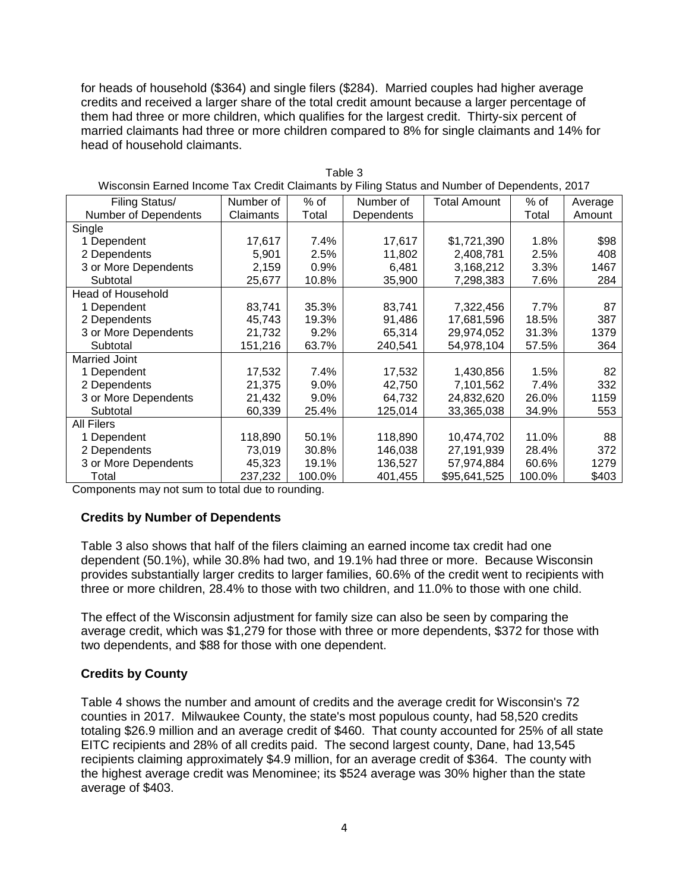for heads of household ($364) and single filers ($284). Married couples had higher average credits and received a larger share of the total credit amount because a larger percentage of them had three or more children, which qualifies for the largest credit. Thirty-six percent of married claimants had three or more children compared to 8% for single claimants and 14% for head of household claimants.

Table 3
Wisconsin Earned Income Tax Credit Claimants by Filing Status and Number of Dependents, 2017

| Filing Status/ Number of Dependents | Number of Claimants | % of Total | Number of Dependents | Total Amount | % of Total | Average Amount |
|---|---|---|---|---|---|---|
| Single | | | | | | |
| 1 Dependent | 17,617 | 7.4% | 17,617 | $1,721,390 | 1.8% | $98 |
| 2 Dependents | 5,901 | 2.5% | 11,802 | 2,408,781 | 2.5% | 408 |
| 3 or More Dependents | 2,159 | 0.9% | 6,481 | 3,168,212 | 3.3% | 1467 |
| Subtotal | 25,677 | 10.8% | 35,900 | 7,298,383 | 7.6% | 284 |
| Head of Household | | | | | | |
| 1 Dependent | 83,741 | 35.3% | 83,741 | 7,322,456 | 7.7% | 87 |
| 2 Dependents | 45,743 | 19.3% | 91,486 | 17,681,596 | 18.5% | 387 |
| 3 or More Dependents | 21,732 | 9.2% | 65,314 | 29,974,052 | 31.3% | 1379 |
| Subtotal | 151,216 | 63.7% | 240,541 | 54,978,104 | 57.5% | 364 |
| Married Joint | | | | | | |
| 1 Dependent | 17,532 | 7.4% | 17,532 | 1,430,856 | 1.5% | 82 |
| 2 Dependents | 21,375 | 9.0% | 42,750 | 7,101,562 | 7.4% | 332 |
| 3 or More Dependents | 21,432 | 9.0% | 64,732 | 24,832,620 | 26.0% | 1159 |
| Subtotal | 60,339 | 25.4% | 125,014 | 33,365,038 | 34.9% | 553 |
| All Filers | | | | | | |
| 1 Dependent | 118,890 | 50.1% | 118,890 | 10,474,702 | 11.0% | 88 |
| 2 Dependents | 73,019 | 30.8% | 146,038 | 27,191,939 | 28.4% | 372 |
| 3 or More Dependents | 45,323 | 19.1% | 136,527 | 57,974,884 | 60.6% | 1279 |
| Total | 237,232 | 100.0% | 401,455 | $95,641,525 | 100.0% | $403 |

Components may not sum to total due to rounding.

**Credits by Number of Dependents**

Table 3 also shows that half of the filers claiming an earned income tax credit had one dependent (50.1%), while 30.8% had two, and 19.1% had three or more. Because Wisconsin provides substantially larger credits to larger families, 60.6% of the credit went to recipients with three or more children, 28.4% to those with two children, and 11.0% to those with one child.

The effect of the Wisconsin adjustment for family size can also be seen by comparing the average credit, which was $1,279 for those with three or more dependents, $372 for those with two dependents, and $88 for those with one dependent.

**Credits by County**

Table 4 shows the number and amount of credits and the average credit for Wisconsin's 72 counties in 2017. Milwaukee County, the state's most populous county, had 58,520 credits totaling $26.9 million and an average credit of $460. That county accounted for 25% of all state EITC recipients and 28% of all credits paid. The second largest county, Dane, had 13,545 recipients claiming approximately $4.9 million, for an average credit of $364. The county with the highest average credit was Menominee; its $524 average was 30% higher than the state average of $403.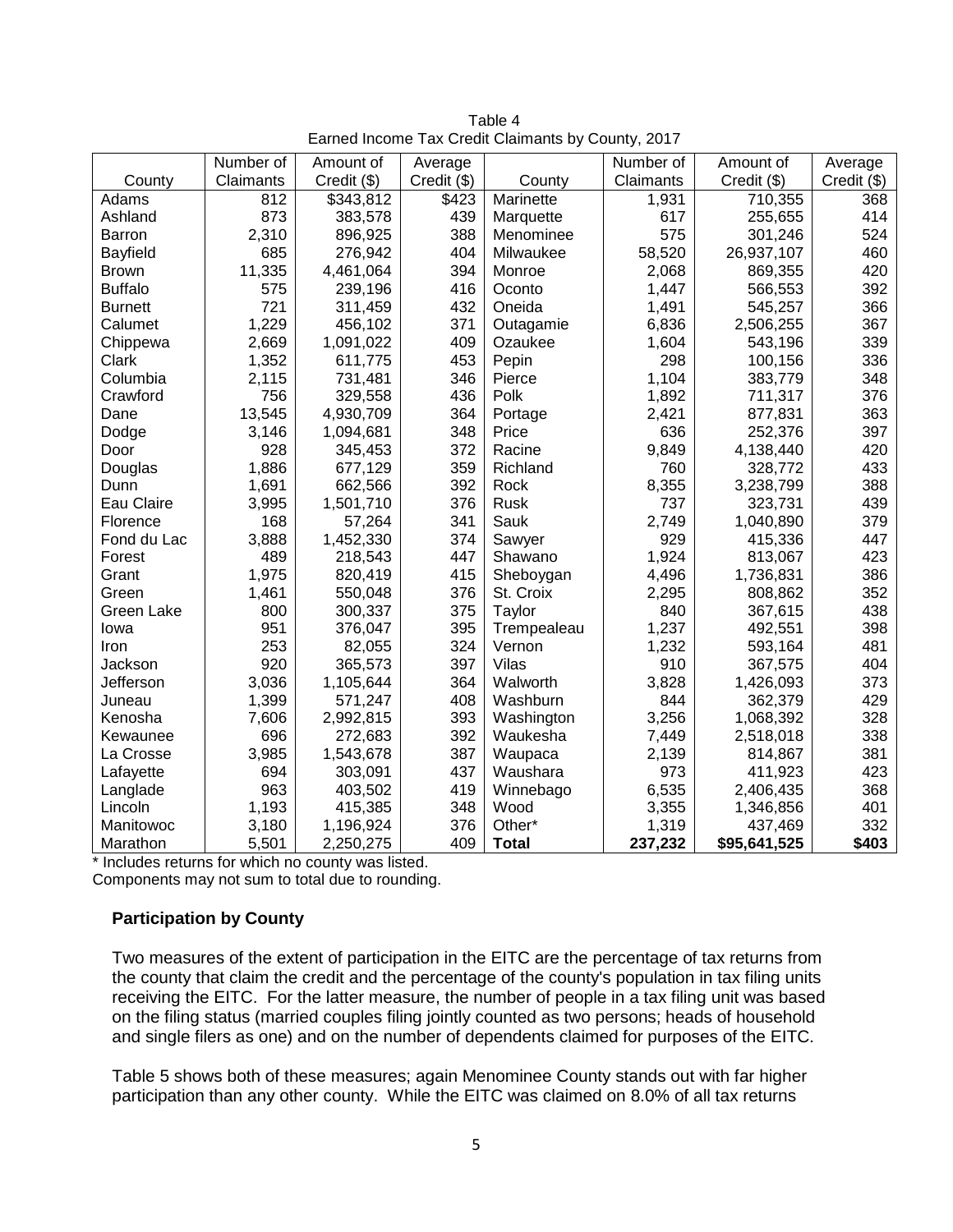Table 4
Earned Income Tax Credit Claimants by County, 2017

| County | Number of Claimants | Amount of Credit ($) | Average Credit ($) | County | Number of Claimants | Amount of Credit ($) | Average Credit ($) |
|---|---|---|---|---|---|---|---|
| Adams | 812 | $343,812 | $423 | Marinette | 1,931 | 710,355 | 368 |
| Ashland | 873 | 383,578 | 439 | Marquette | 617 | 255,655 | 414 |
| Barron | 2,310 | 896,925 | 388 | Menominee | 575 | 301,246 | 524 |
| Bayfield | 685 | 276,942 | 404 | Milwaukee | 58,520 | 26,937,107 | 460 |
| Brown | 11,335 | 4,461,064 | 394 | Monroe | 2,068 | 869,355 | 420 |
| Buffalo | 575 | 239,196 | 416 | Oconto | 1,447 | 566,553 | 392 |
| Burnett | 721 | 311,459 | 432 | Oneida | 1,491 | 545,257 | 366 |
| Calumet | 1,229 | 456,102 | 371 | Outagamie | 6,836 | 2,506,255 | 367 |
| Chippewa | 2,669 | 1,091,022 | 409 | Ozaukee | 1,604 | 543,196 | 339 |
| Clark | 1,352 | 611,775 | 453 | Pepin | 298 | 100,156 | 336 |
| Columbia | 2,115 | 731,481 | 346 | Pierce | 1,104 | 383,779 | 348 |
| Crawford | 756 | 329,558 | 436 | Polk | 1,892 | 711,317 | 376 |
| Dane | 13,545 | 4,930,709 | 364 | Portage | 2,421 | 877,831 | 363 |
| Dodge | 3,146 | 1,094,681 | 348 | Price | 636 | 252,376 | 397 |
| Door | 928 | 345,453 | 372 | Racine | 9,849 | 4,138,440 | 420 |
| Douglas | 1,886 | 677,129 | 359 | Richland | 760 | 328,772 | 433 |
| Dunn | 1,691 | 662,566 | 392 | Rock | 8,355 | 3,238,799 | 388 |
| Eau Claire | 3,995 | 1,501,710 | 376 | Rusk | 737 | 323,731 | 439 |
| Florence | 168 | 57,264 | 341 | Sauk | 2,749 | 1,040,890 | 379 |
| Fond du Lac | 3,888 | 1,452,330 | 374 | Sawyer | 929 | 415,336 | 447 |
| Forest | 489 | 218,543 | 447 | Shawano | 1,924 | 813,067 | 423 |
| Grant | 1,975 | 820,419 | 415 | Sheboygan | 4,496 | 1,736,831 | 386 |
| Green | 1,461 | 550,048 | 376 | St. Croix | 2,295 | 808,862 | 352 |
| Green Lake | 800 | 300,337 | 375 | Taylor | 840 | 367,615 | 438 |
| Iowa | 951 | 376,047 | 395 | Trempealeau | 1,237 | 492,551 | 398 |
| Iron | 253 | 82,055 | 324 | Vernon | 1,232 | 593,164 | 481 |
| Jackson | 920 | 365,573 | 397 | Vilas | 910 | 367,575 | 404 |
| Jefferson | 3,036 | 1,105,644 | 364 | Walworth | 3,828 | 1,426,093 | 373 |
| Juneau | 1,399 | 571,247 | 408 | Washburn | 844 | 362,379 | 429 |
| Kenosha | 7,606 | 2,992,815 | 393 | Washington | 3,256 | 1,068,392 | 328 |
| Kewaunee | 696 | 272,683 | 392 | Waukesha | 7,449 | 2,518,018 | 338 |
| La Crosse | 3,985 | 1,543,678 | 387 | Waupaca | 2,139 | 814,867 | 381 |
| Lafayette | 694 | 303,091 | 437 | Waushara | 973 | 411,923 | 423 |
| Langlade | 963 | 403,502 | 419 | Winnebago | 6,535 | 2,406,435 | 368 |
| Lincoln | 1,193 | 415,385 | 348 | Wood | 3,355 | 1,346,856 | 401 |
| Manitowoc | 3,180 | 1,196,924 | 376 | Other* | 1,319 | 437,469 | 332 |
| Marathon | 5,501 | 2,250,275 | 409 | **Total** | **237,232** | **$95,641,525** | **$403** |

* Includes returns for which no county was listed.
Components may not sum to total due to rounding.

**Participation by County**

Two measures of the extent of participation in the EITC are the percentage of tax returns from the county that claim the credit and the percentage of the county's population in tax filing units receiving the EITC. For the latter measure, the number of people in a tax filing unit was based on the filing status (married couples filing jointly counted as two persons; heads of household and single filers as one) and on the number of dependents claimed for purposes of the EITC.

Table 5 shows both of these measures; again Menominee County stands out with far higher participation than any other county. While the EITC was claimed on 8.0% of all tax returns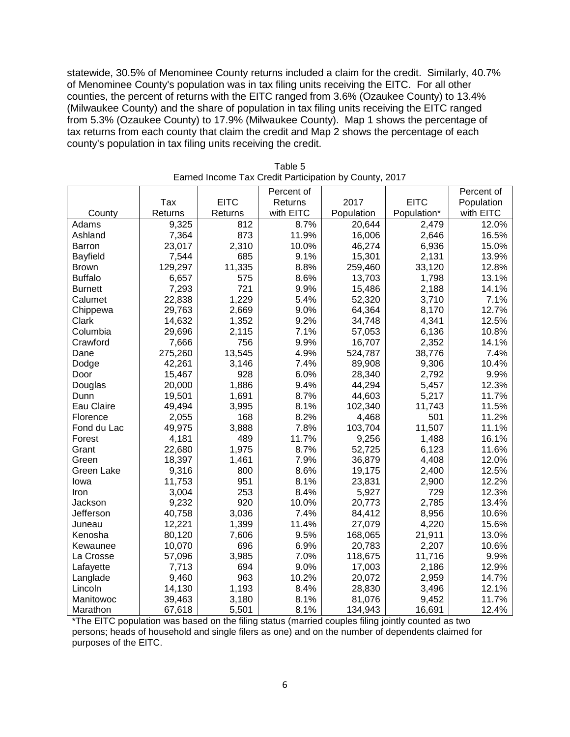statewide, 30.5% of Menominee County returns included a claim for the credit. Similarly, 40.7% of Menominee County's population was in tax filing units receiving the EITC. For all other counties, the percent of returns with the EITC ranged from 3.6% (Ozaukee County) to 13.4% (Milwaukee County) and the share of population in tax filing units receiving the EITC ranged from 5.3% (Ozaukee County) to 17.9% (Milwaukee County). Map 1 shows the percentage of tax returns from each county that claim the credit and Map 2 shows the percentage of each county's population in tax filing units receiving the credit.

Table 5
Earned Income Tax Credit Participation by County, 2017

| County | Tax Returns | EITC Returns | Percent of Returns with EITC | 2017 Population | EITC Population* | Percent of Population with EITC |
|---|---|---|---|---|---|---|
| Adams | 9,325 | 812 | 8.7% | 20,644 | 2,479 | 12.0% |
| Ashland | 7,364 | 873 | 11.9% | 16,006 | 2,646 | 16.5% |
| Barron | 23,017 | 2,310 | 10.0% | 46,274 | 6,936 | 15.0% |
| Bayfield | 7,544 | 685 | 9.1% | 15,301 | 2,131 | 13.9% |
| Brown | 129,297 | 11,335 | 8.8% | 259,460 | 33,120 | 12.8% |
| Buffalo | 6,657 | 575 | 8.6% | 13,703 | 1,798 | 13.1% |
| Burnett | 7,293 | 721 | 9.9% | 15,486 | 2,188 | 14.1% |
| Calumet | 22,838 | 1,229 | 5.4% | 52,320 | 3,710 | 7.1% |
| Chippewa | 29,763 | 2,669 | 9.0% | 64,364 | 8,170 | 12.7% |
| Clark | 14,632 | 1,352 | 9.2% | 34,748 | 4,341 | 12.5% |
| Columbia | 29,696 | 2,115 | 7.1% | 57,053 | 6,136 | 10.8% |
| Crawford | 7,666 | 756 | 9.9% | 16,707 | 2,352 | 14.1% |
| Dane | 275,260 | 13,545 | 4.9% | 524,787 | 38,776 | 7.4% |
| Dodge | 42,261 | 3,146 | 7.4% | 89,908 | 9,306 | 10.4% |
| Door | 15,467 | 928 | 6.0% | 28,340 | 2,792 | 9.9% |
| Douglas | 20,000 | 1,886 | 9.4% | 44,294 | 5,457 | 12.3% |
| Dunn | 19,501 | 1,691 | 8.7% | 44,603 | 5,217 | 11.7% |
| Eau Claire | 49,494 | 3,995 | 8.1% | 102,340 | 11,743 | 11.5% |
| Florence | 2,055 | 168 | 8.2% | 4,468 | 501 | 11.2% |
| Fond du Lac | 49,975 | 3,888 | 7.8% | 103,704 | 11,507 | 11.1% |
| Forest | 4,181 | 489 | 11.7% | 9,256 | 1,488 | 16.1% |
| Grant | 22,680 | 1,975 | 8.7% | 52,725 | 6,123 | 11.6% |
| Green | 18,397 | 1,461 | 7.9% | 36,879 | 4,408 | 12.0% |
| Green Lake | 9,316 | 800 | 8.6% | 19,175 | 2,400 | 12.5% |
| Iowa | 11,753 | 951 | 8.1% | 23,831 | 2,900 | 12.2% |
| Iron | 3,004 | 253 | 8.4% | 5,927 | 729 | 12.3% |
| Jackson | 9,232 | 920 | 10.0% | 20,773 | 2,785 | 13.4% |
| Jefferson | 40,758 | 3,036 | 7.4% | 84,412 | 8,956 | 10.6% |
| Juneau | 12,221 | 1,399 | 11.4% | 27,079 | 4,220 | 15.6% |
| Kenosha | 80,120 | 7,606 | 9.5% | 168,065 | 21,911 | 13.0% |
| Kewaunee | 10,070 | 696 | 6.9% | 20,783 | 2,207 | 10.6% |
| La Crosse | 57,096 | 3,985 | 7.0% | 118,675 | 11,716 | 9.9% |
| Lafayette | 7,713 | 694 | 9.0% | 17,003 | 2,186 | 12.9% |
| Langlade | 9,460 | 963 | 10.2% | 20,072 | 2,959 | 14.7% |
| Lincoln | 14,130 | 1,193 | 8.4% | 28,830 | 3,496 | 12.1% |
| Manitowoc | 39,463 | 3,180 | 8.1% | 81,076 | 9,452 | 11.7% |
| Marathon | 67,618 | 5,501 | 8.1% | 134,943 | 16,691 | 12.4% |

*The EITC population was based on the filing status (married couples filing jointly counted as two persons; heads of household and single filers as one) and on the number of dependents claimed for purposes of the EITC.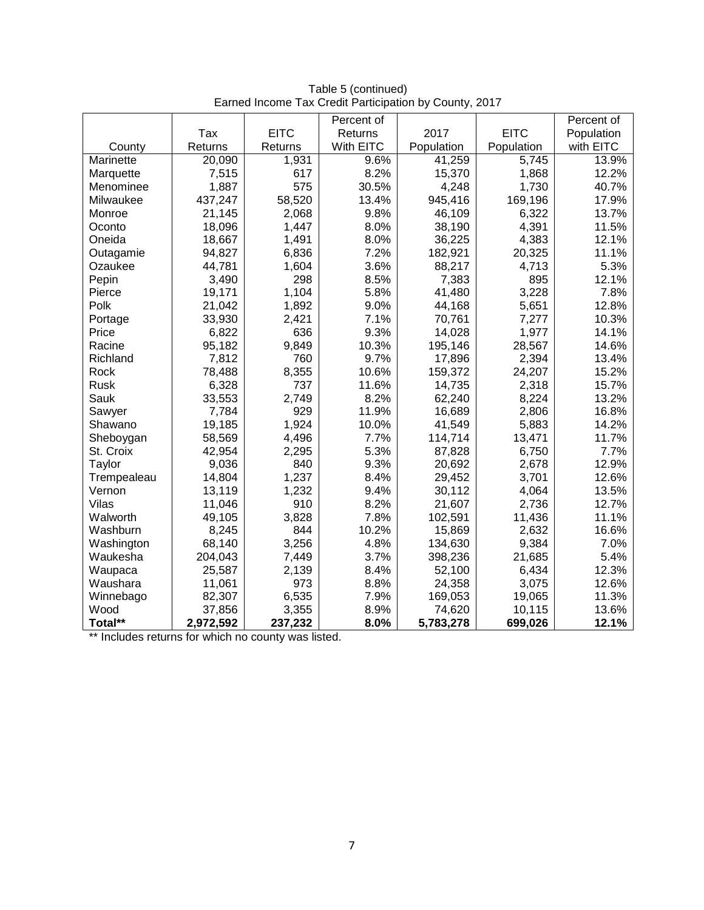Table 5 (continued)
Earned Income Tax Credit Participation by County, 2017

| County | Tax Returns | EITC Returns | Percent of Returns With EITC | 2017 Population | EITC Population | Percent of Population with EITC |
|---|---|---|---|---|---|---|
| Marinette | 20,090 | 1,931 | 9.6% | 41,259 | 5,745 | 13.9% |
| Marquette | 7,515 | 617 | 8.2% | 15,370 | 1,868 | 12.2% |
| Menominee | 1,887 | 575 | 30.5% | 4,248 | 1,730 | 40.7% |
| Milwaukee | 437,247 | 58,520 | 13.4% | 945,416 | 169,196 | 17.9% |
| Monroe | 21,145 | 2,068 | 9.8% | 46,109 | 6,322 | 13.7% |
| Oconto | 18,096 | 1,447 | 8.0% | 38,190 | 4,391 | 11.5% |
| Oneida | 18,667 | 1,491 | 8.0% | 36,225 | 4,383 | 12.1% |
| Outagamie | 94,827 | 6,836 | 7.2% | 182,921 | 20,325 | 11.1% |
| Ozaukee | 44,781 | 1,604 | 3.6% | 88,217 | 4,713 | 5.3% |
| Pepin | 3,490 | 298 | 8.5% | 7,383 | 895 | 12.1% |
| Pierce | 19,171 | 1,104 | 5.8% | 41,480 | 3,228 | 7.8% |
| Polk | 21,042 | 1,892 | 9.0% | 44,168 | 5,651 | 12.8% |
| Portage | 33,930 | 2,421 | 7.1% | 70,761 | 7,277 | 10.3% |
| Price | 6,822 | 636 | 9.3% | 14,028 | 1,977 | 14.1% |
| Racine | 95,182 | 9,849 | 10.3% | 195,146 | 28,567 | 14.6% |
| Richland | 7,812 | 760 | 9.7% | 17,896 | 2,394 | 13.4% |
| Rock | 78,488 | 8,355 | 10.6% | 159,372 | 24,207 | 15.2% |
| Rusk | 6,328 | 737 | 11.6% | 14,735 | 2,318 | 15.7% |
| Sauk | 33,553 | 2,749 | 8.2% | 62,240 | 8,224 | 13.2% |
| Sawyer | 7,784 | 929 | 11.9% | 16,689 | 2,806 | 16.8% |
| Shawano | 19,185 | 1,924 | 10.0% | 41,549 | 5,883 | 14.2% |
| Sheboygan | 58,569 | 4,496 | 7.7% | 114,714 | 13,471 | 11.7% |
| St. Croix | 42,954 | 2,295 | 5.3% | 87,828 | 6,750 | 7.7% |
| Taylor | 9,036 | 840 | 9.3% | 20,692 | 2,678 | 12.9% |
| Trempealeau | 14,804 | 1,237 | 8.4% | 29,452 | 3,701 | 12.6% |
| Vernon | 13,119 | 1,232 | 9.4% | 30,112 | 4,064 | 13.5% |
| Vilas | 11,046 | 910 | 8.2% | 21,607 | 2,736 | 12.7% |
| Walworth | 49,105 | 3,828 | 7.8% | 102,591 | 11,436 | 11.1% |
| Washburn | 8,245 | 844 | 10.2% | 15,869 | 2,632 | 16.6% |
| Washington | 68,140 | 3,256 | 4.8% | 134,630 | 9,384 | 7.0% |
| Waukesha | 204,043 | 7,449 | 3.7% | 398,236 | 21,685 | 5.4% |
| Waupaca | 25,587 | 2,139 | 8.4% | 52,100 | 6,434 | 12.3% |
| Waushara | 11,061 | 973 | 8.8% | 24,358 | 3,075 | 12.6% |
| Winnebago | 82,307 | 6,535 | 7.9% | 169,053 | 19,065 | 11.3% |
| Wood | 37,856 | 3,355 | 8.9% | 74,620 | 10,115 | 13.6% |
| **Total**** | **2,972,592** | **237,232** | **8.0%** | **5,783,278** | **699,026** | **12.1%** |

** Includes returns for which no county was listed.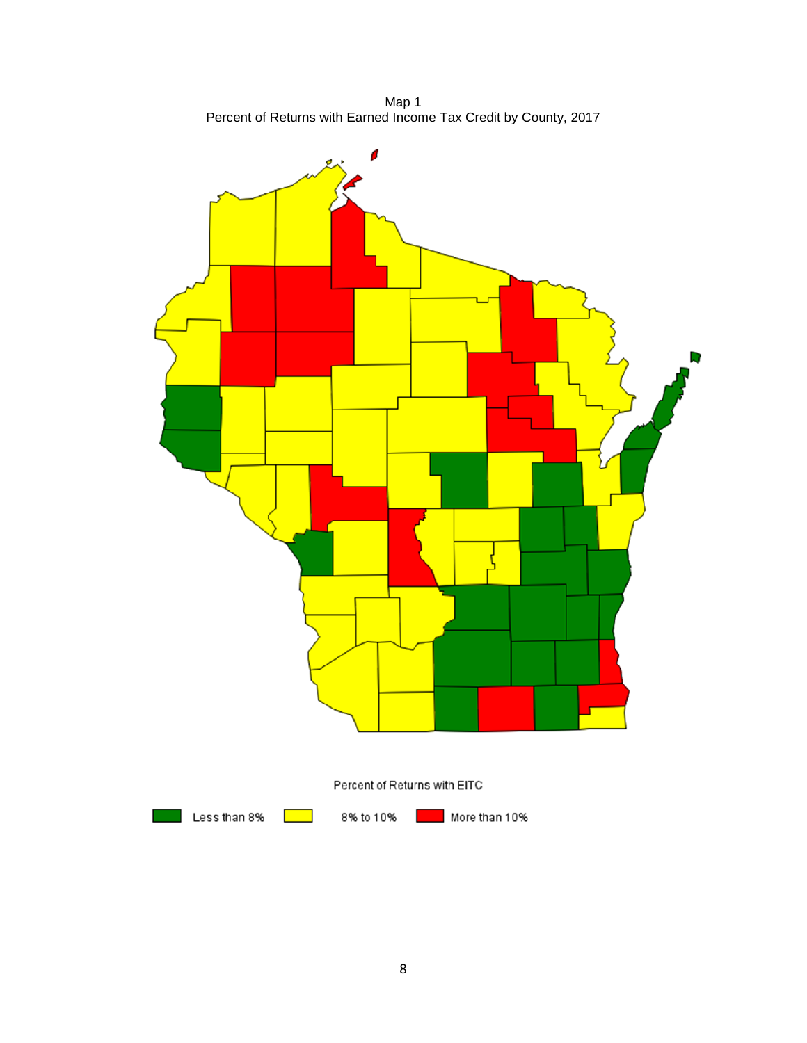Map 1
Percent of Returns with Earned Income Tax Credit by County, 2017

Percent of Returns with EITC

Less than 8% | 8% to 10% | More than 10%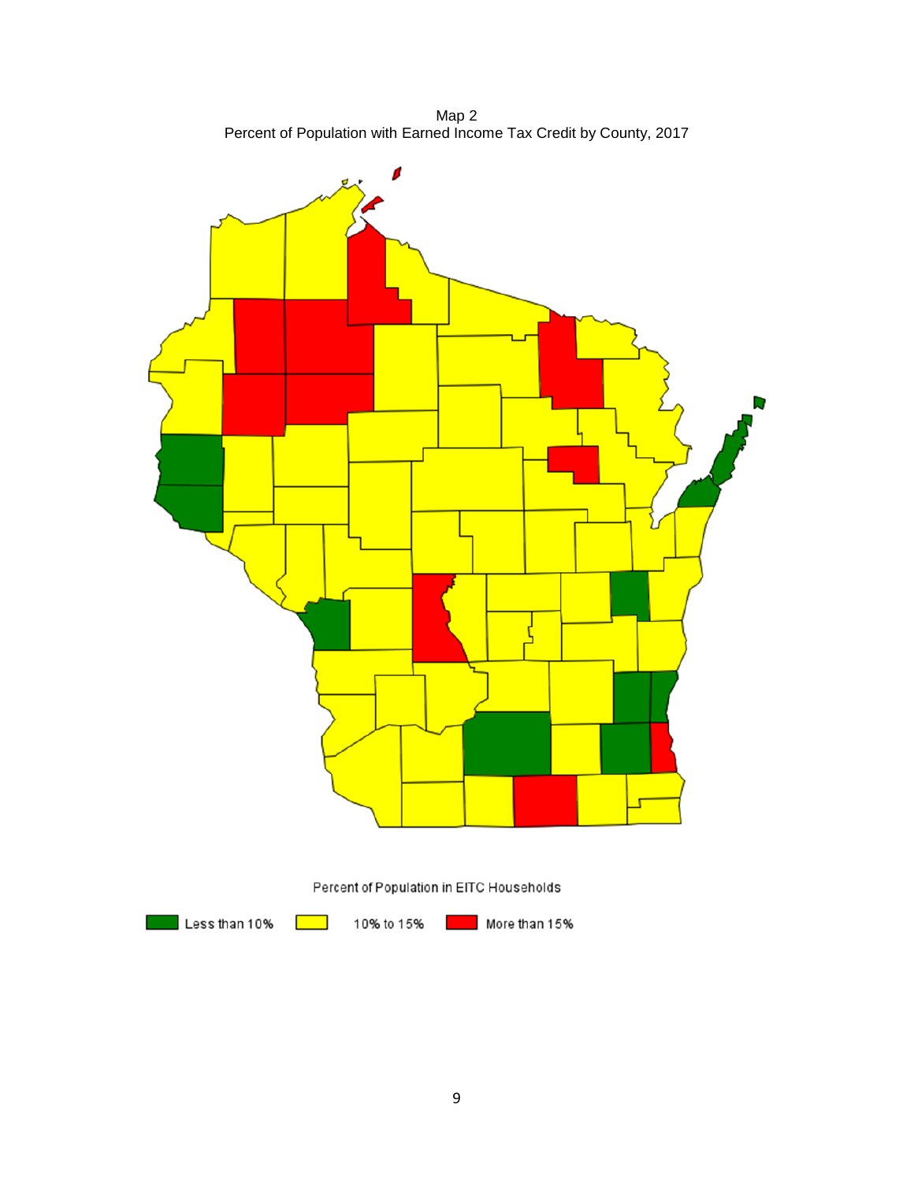Map 2
Percent of Population with Earned Income Tax Credit by County, 2017

Percent of Population in EITC Households

Less than 10%

10% to 15%

More than 15%